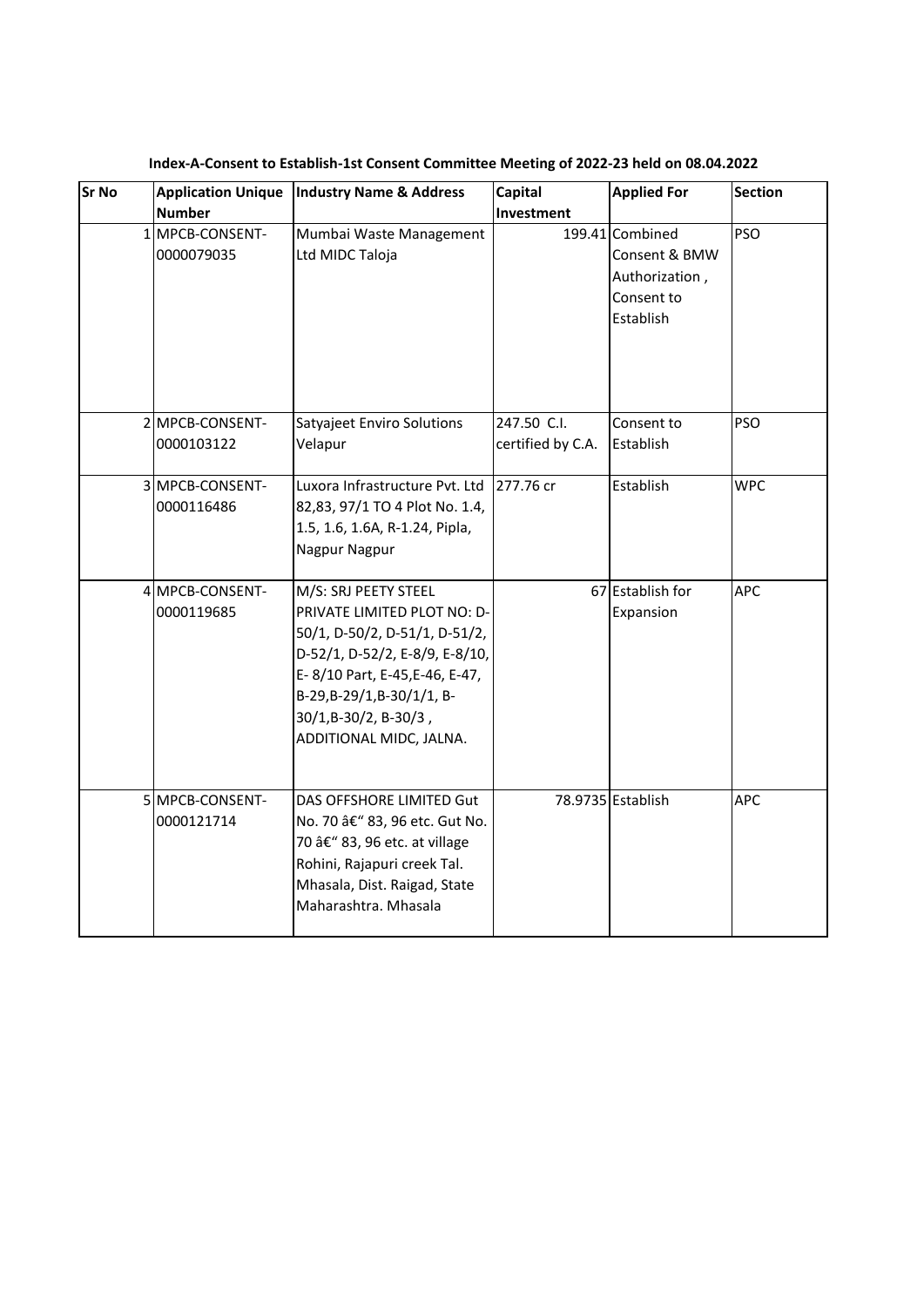**Index-A-Consent to Establish-1st Consent Committee Meeting of 2022-23 held on 08.04.2022**

| Sr No | Application Unique Number | Industry Name & Address | Capital Investment | Applied For | Section |
|---|---|---|---|---|---|
| 1 | MPCB-CONSENT-0000079035 | Mumbai Waste Management Ltd MIDC Taloja | 199.41 | Combined Consent & BMW Authorization , Consent to Establish | PSO |
| 2 | MPCB-CONSENT-0000103122 | Satyajeet Enviro Solutions Velapur | 247.50 C.I. certified by C.A. | Consent to Establish | PSO |
| 3 | MPCB-CONSENT-0000116486 | Luxora Infrastructure Pvt. Ltd 82,83, 97/1 TO 4 Plot No. 1.4, 1.5, 1.6, 1.6A, R-1.24, Pipla, Nagpur Nagpur | 277.76 cr | Establish | WPC |
| 4 | MPCB-CONSENT-0000119685 | M/S: SRJ PEETY STEEL PRIVATE LIMITED PLOT NO: D-50/1, D-50/2, D-51/1, D-51/2, D-52/1, D-52/2, E-8/9, E-8/10, E- 8/10 Part, E-45,E-46, E-47, B-29,B-29/1,B-30/1/1, B-30/1,B-30/2, B-30/3 , ADDITIONAL MIDC, JALNA. | 67 | Establish for Expansion | APC |
| 5 | MPCB-CONSENT-0000121714 | DAS OFFSHORE LIMITED Gut No. 70 â€“ 83, 96 etc. Gut No. 70 â€“ 83, 96 etc. at village Rohini, Rajapuri creek Tal. Mhasala, Dist. Raigad, State Maharashtra. Mhasala | 78.9735 | Establish | APC |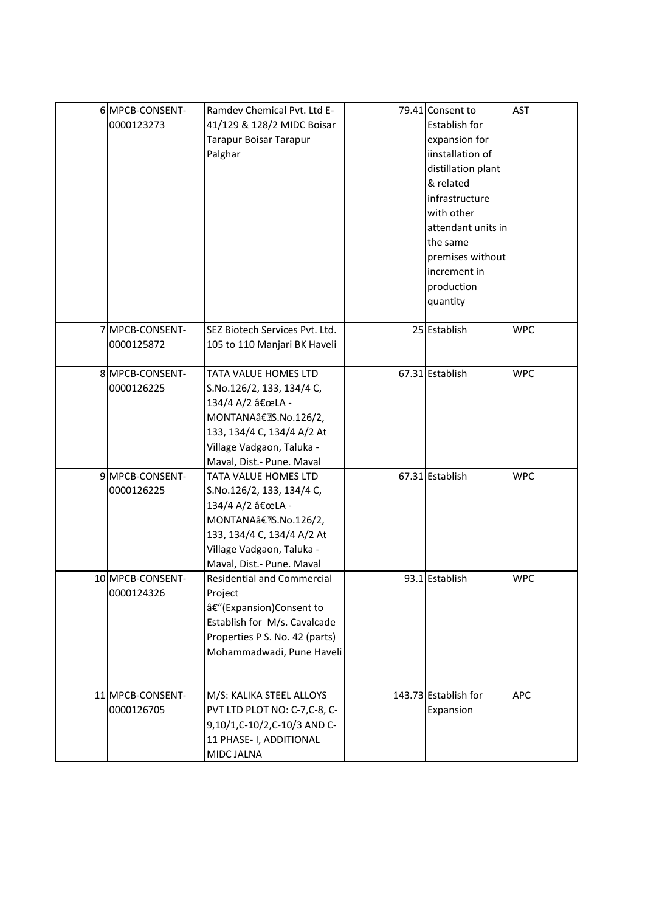| | | | | | |
|---|---|---|---|---|---|
| 6 | MPCB-CONSENT-0000123273 | Ramdev Chemical Pvt. Ltd E-41/129 & 128/2 MIDC Boisar Tarapur Boisar Tarapur Palghar | 79.41 | Consent to Establish for expansion for iinstallation of distillation plant & related infrastructure with other attendant units in the same premises without increment in production quantity | AST |
| 7 | MPCB-CONSENT-0000125872 | SEZ Biotech Services Pvt. Ltd. 105 to 110 Manjari BK Haveli | 25 | Establish | WPC |
| 8 | MPCB-CONSENT-0000126225 | TATA VALUE HOMES LTD S.No.126/2, 133, 134/4 C, 134/4 A/2 â€œLA - MONTANAâ€S.No.126/2, 133, 134/4 C, 134/4 A/2 At Village Vadgaon, Taluka - Maval, Dist.- Pune. Maval | 67.31 | Establish | WPC |
| 9 | MPCB-CONSENT-0000126225 | TATA VALUE HOMES LTD S.No.126/2, 133, 134/4 C, 134/4 A/2 â€œLA - MONTANAâ€S.No.126/2, 133, 134/4 C, 134/4 A/2 At Village Vadgaon, Taluka - Maval, Dist.- Pune. Maval | 67.31 | Establish | WPC |
| 10 | MPCB-CONSENT-0000124326 | Residential and Commercial Project â€"(Expansion)Consent to Establish for M/s. Cavalcade Properties P S. No. 42 (parts) Mohammadwadi, Pune Haveli | 93.1 | Establish | WPC |
| 11 | MPCB-CONSENT-0000126705 | M/S: KALIKA STEEL ALLOYS PVT LTD PLOT NO: C-7,C-8, C-9,10/1,C-10/2,C-10/3 AND C-11 PHASE- I, ADDITIONAL MIDC JALNA | 143.73 | Establish for Expansion | APC |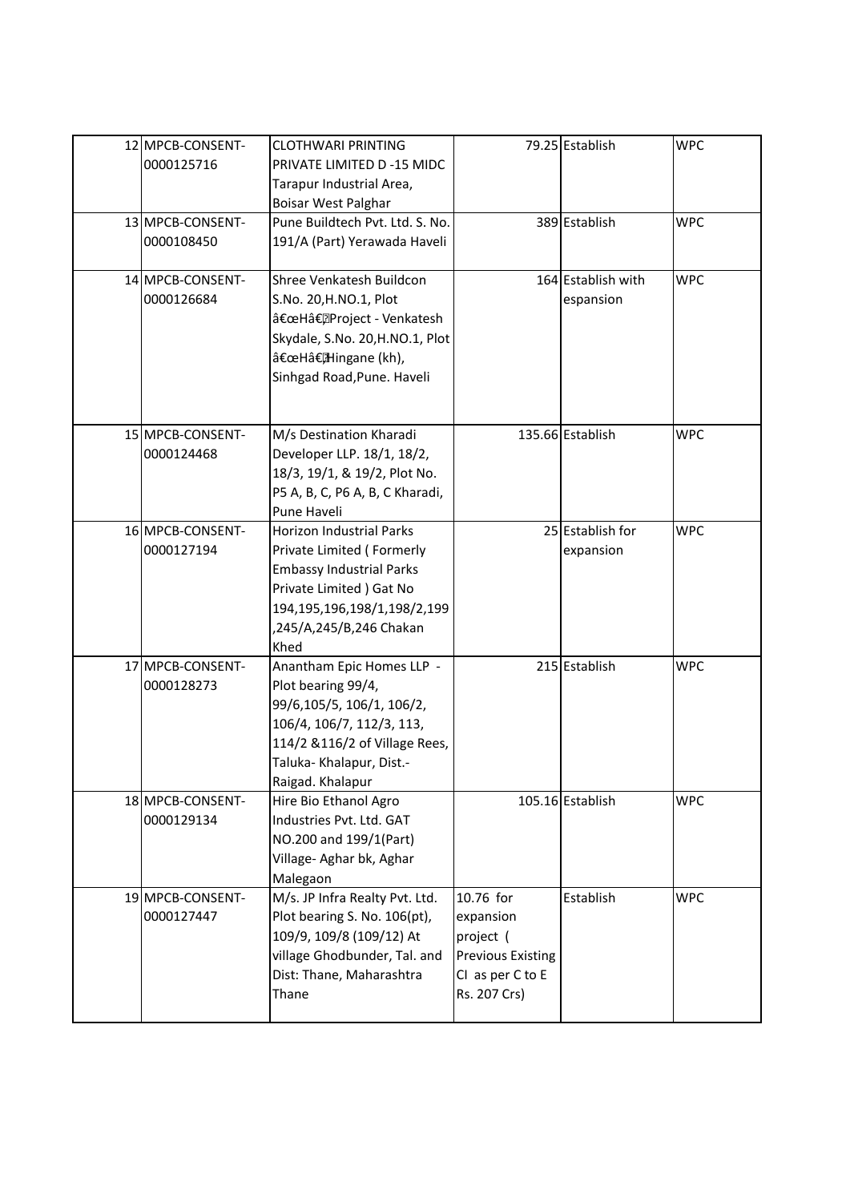| | | | | | |
|---|---|---|---|---|---|
| 12 | MPCB-CONSENT-0000125716 | CLOTHWARI PRINTING PRIVATE LIMITED D -15 MIDC Tarapur Industrial Area, Boisar West Palghar | 79.25 | Establish | WPC |
| 13 | MPCB-CONSENT-0000108450 | Pune Buildtech Pvt. Ltd. S. No. 191/A (Part) Yerawada Haveli | 389 | Establish | WPC |
| 14 | MPCB-CONSENT-0000126684 | Shree Venkatesh Buildcon S.No. 20,H.NO.1, Plot â€œHâ€Project - Venkatesh Skydale, S.No. 20,H.NO.1, Plot â€œHâ€Hingane (kh), Sinhgad Road,Pune. Haveli | 164 | Establish with espansion | WPC |
| 15 | MPCB-CONSENT-0000124468 | M/s Destination Kharadi Developer LLP. 18/1, 18/2, 18/3, 19/1, & 19/2, Plot No. P5 A, B, C, P6 A, B, C Kharadi, Pune Haveli | 135.66 | Establish | WPC |
| 16 | MPCB-CONSENT-0000127194 | Horizon Industrial Parks Private Limited ( Formerly Embassy Industrial Parks Private Limited ) Gat No 194,195,196,198/1,198/2,199,245/A,245/B,246 Chakan Khed | 25 | Establish for expansion | WPC |
| 17 | MPCB-CONSENT-0000128273 | Anantham Epic Homes LLP - Plot bearing 99/4, 99/6,105/5, 106/1, 106/2, 106/4, 106/7, 112/3, 113, 114/2 &116/2 of Village Rees, Taluka- Khalapur, Dist.- Raigad. Khalapur | 215 | Establish | WPC |
| 18 | MPCB-CONSENT-0000129134 | Hire Bio Ethanol Agro Industries Pvt. Ltd. GAT NO.200 and 199/1(Part) Village- Aghar bk, Aghar Malegaon | 105.16 | Establish | WPC |
| 19 | MPCB-CONSENT-0000127447 | M/s. JP Infra Realty Pvt. Ltd. Plot bearing S. No. 106(pt), 109/9, 109/8 (109/12) At village Ghodbunder, Tal. and Dist: Thane, Maharashtra Thane | 10.76 for expansion project ( Previous Existing CI as per C to E Rs. 207 Crs) | Establish | WPC |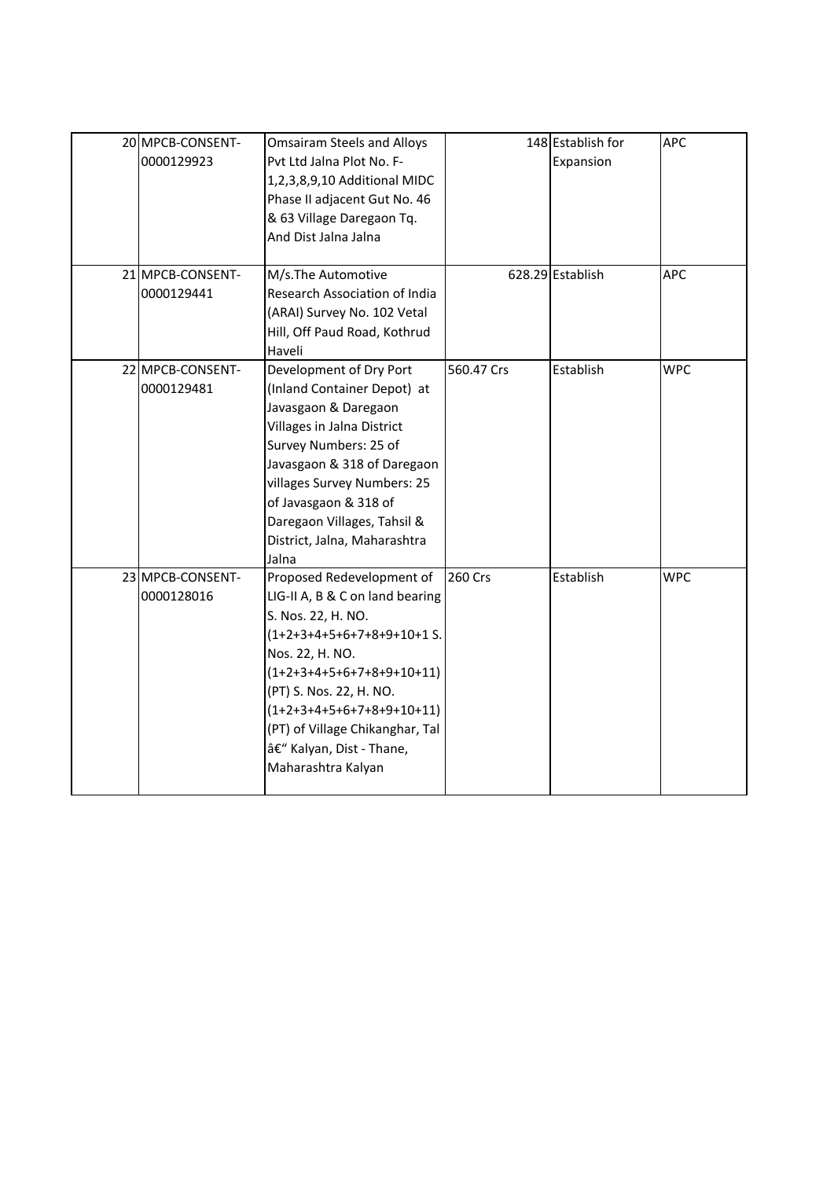| | | | | | |
|---|---|---|---|---|---|
| 20 | MPCB-CONSENT-0000129923 | Omsairam Steels and Alloys Pvt Ltd Jalna Plot No. F-1,2,3,8,9,10 Additional MIDC Phase II adjacent Gut No. 46 & 63 Village Daregaon Tq. And Dist Jalna Jalna | 148 | Establish for Expansion | APC |
| 21 | MPCB-CONSENT-0000129441 | M/s.The Automotive Research Association of India (ARAI) Survey No. 102 Vetal Hill, Off Paud Road, Kothrud Haveli | 628.29 | Establish | APC |
| 22 | MPCB-CONSENT-0000129481 | Development of Dry Port (Inland Container Depot) at Javasgaon & Daregaon Villages in Jalna District Survey Numbers: 25 of Javasgaon & 318 of Daregaon villages Survey Numbers: 25 of Javasgaon & 318 of Daregaon Villages, Tahsil & District, Jalna, Maharashtra Jalna | 560.47 Crs | Establish | WPC |
| 23 | MPCB-CONSENT-0000128016 | Proposed Redevelopment of LIG-II A, B & C on land bearing S. Nos. 22, H. NO. (1+2+3+4+5+6+7+8+9+10+1 S. Nos. 22, H. NO. (1+2+3+4+5+6+7+8+9+10+11) (PT) S. Nos. 22, H. NO. (1+2+3+4+5+6+7+8+9+10+11) (PT) of Village Chikanghar, Tal â€" Kalyan, Dist - Thane, Maharashtra Kalyan | 260 Crs | Establish | WPC |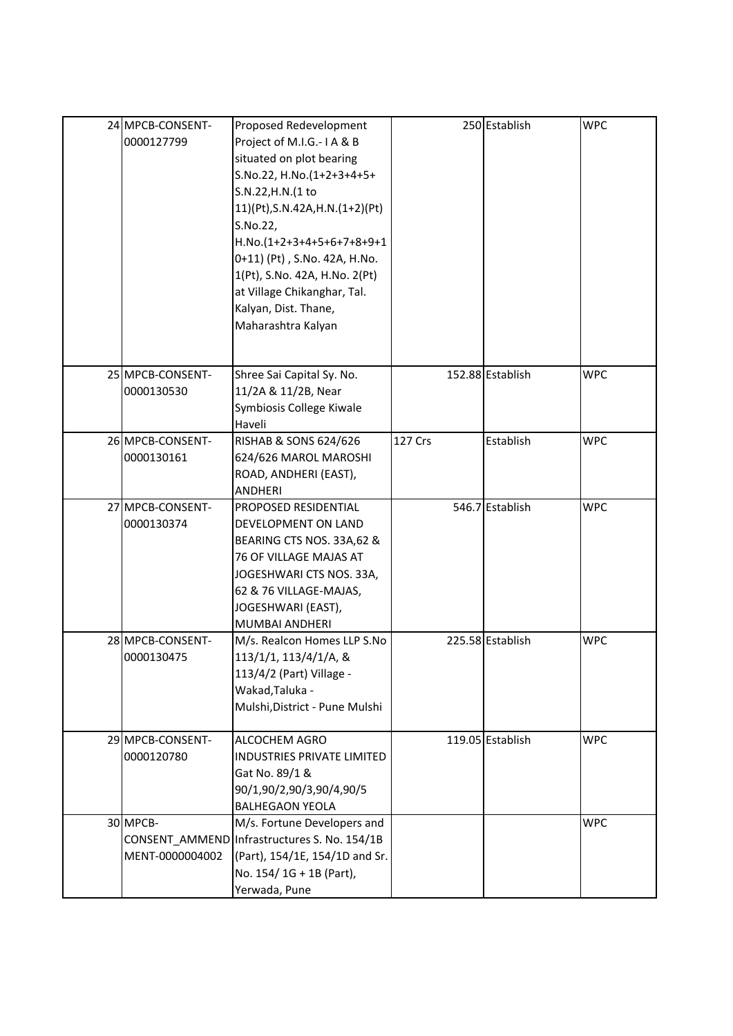| | | | | | |
|---|---|---|---|---|---|
| 24 | MPCB-CONSENT-0000127799 | Proposed Redevelopment Project of M.I.G.- I A & B situated on plot bearing S.No.22, H.No.(1+2+3+4+5+ S.N.22,H.N.(1 to 11)(Pt),S.N.42A,H.N.(1+2)(Pt) S.No.22, H.No.(1+2+3+4+5+6+7+8+9+10+11) (Pt) , S.No. 42A, H.No. 1(Pt), S.No. 42A, H.No. 2(Pt) at Village Chikanghar, Tal. Kalyan, Dist. Thane, Maharashtra Kalyan | 250 | Establish | WPC |
| 25 | MPCB-CONSENT-0000130530 | Shree Sai Capital Sy. No. 11/2A & 11/2B, Near Symbiosis College Kiwale Haveli | 152.88 | Establish | WPC |
| 26 | MPCB-CONSENT-0000130161 | RISHAB & SONS 624/626 624/626 MAROL MAROSHI ROAD, ANDHERI (EAST), ANDHERI | 127 Crs | Establish | WPC |
| 27 | MPCB-CONSENT-0000130374 | PROPOSED RESIDENTIAL DEVELOPMENT ON LAND BEARING CTS NOS. 33A,62 & 76 OF VILLAGE MAJAS AT JOGESHWARI CTS NOS. 33A, 62 & 76 VILLAGE-MAJAS, JOGESHWARI (EAST), MUMBAI ANDHERI | 546.7 | Establish | WPC |
| 28 | MPCB-CONSENT-0000130475 | M/s. Realcon Homes LLP S.No 113/1/1, 113/4/1/A, & 113/4/2 (Part) Village - Wakad,Taluka - Mulshi,District - Pune Mulshi | 225.58 | Establish | WPC |
| 29 | MPCB-CONSENT-0000120780 | ALCOCHEM AGRO INDUSTRIES PRIVATE LIMITED Gat No. 89/1 & 90/1,90/2,90/3,90/4,90/5 BALHEGAON YEOLA | 119.05 | Establish | WPC |
| 30 | MPCB-CONSENT_AMMENDMENT-0000004002 | M/s. Fortune Developers and Infrastructures S. No. 154/1B (Part), 154/1E, 154/1D and Sr. No. 154/ 1G + 1B (Part), Yerwada, Pune | | | WPC |